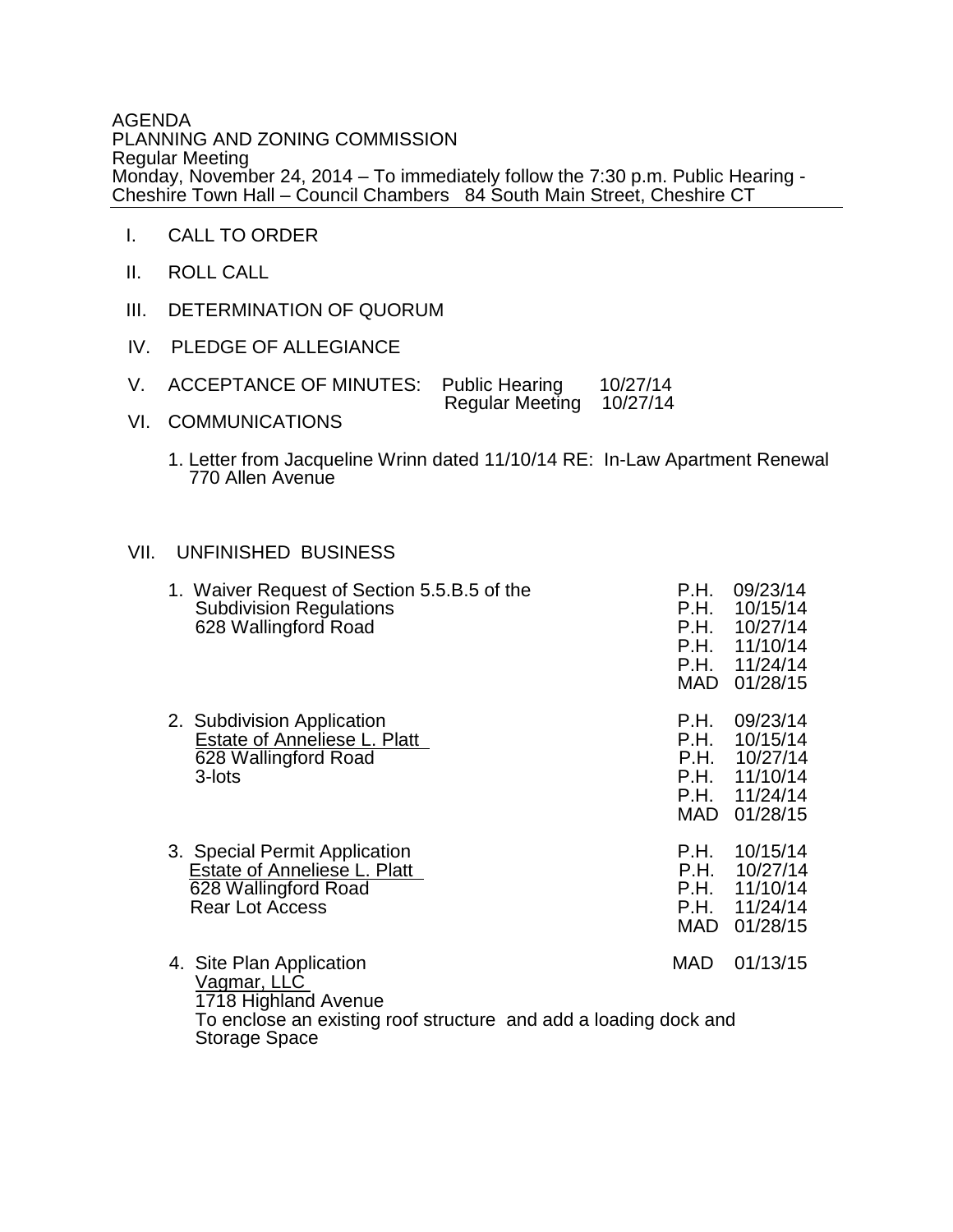AGENDA
PLANNING AND ZONING COMMISSION
Regular Meeting
Monday, November 24, 2014 – To immediately follow the 7:30 p.m. Public Hearing - Cheshire Town Hall – Council Chambers 84 South Main Street, Cheshire CT

I. CALL TO ORDER

II. ROLL CALL

III. DETERMINATION OF QUORUM

IV. PLEDGE OF ALLEGIANCE

V. ACCEPTANCE OF MINUTES: Public Hearing 10/27/14
Regular Meeting 10/27/14

VI. COMMUNICATIONS

1. Letter from Jacqueline Wrinn dated 11/10/14 RE: In-Law Apartment Renewal 770 Allen Avenue

VII. UNFINISHED BUSINESS

1. Waiver Request of Section 5.5.B.5 of the Subdivision Regulations
628 Wallingford Road

P.H. 09/23/14
P.H. 10/15/14
P.H. 10/27/14
P.H. 11/10/14
P.H. 11/24/14
MAD 01/28/15

2. Subdivision Application
Estate of Anneliese L. Platt
628 Wallingford Road
3-lots

P.H. 09/23/14
P.H. 10/15/14
P.H. 10/27/14
P.H. 11/10/14
P.H. 11/24/14
MAD 01/28/15

3. Special Permit Application
Estate of Anneliese L. Platt
628 Wallingford Road
Rear Lot Access

P.H. 10/15/14
P.H. 10/27/14
P.H. 11/10/14
P.H. 11/24/14
MAD 01/28/15

4. Site Plan Application
Vagmar, LLC
1718 Highland Avenue
To enclose an existing roof structure and add a loading dock and Storage Space

MAD 01/13/15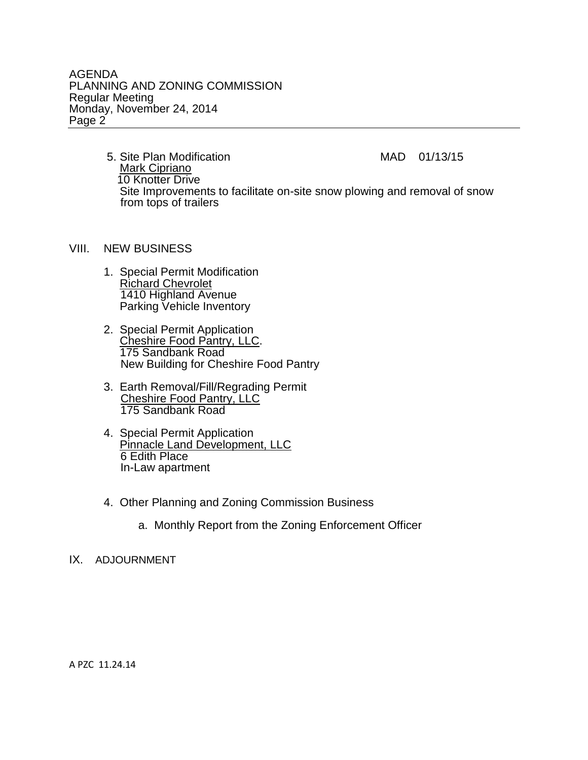5. Site Plan Modification MAD 01/13/15
   Mark Cipriano
   10 Knotter Drive
   Site Improvements to facilitate on-site snow plowing and removal of snow from tops of trailers

VIII. NEW BUSINESS

1. Special Permit Modification
   Richard Chevrolet
   1410 Highland Avenue
   Parking Vehicle Inventory

2. Special Permit Application
   Cheshire Food Pantry, LLC.
   175 Sandbank Road
   New Building for Cheshire Food Pantry

3. Earth Removal/Fill/Regrading Permit
   Cheshire Food Pantry, LLC
   175 Sandbank Road

4. Special Permit Application
   Pinnacle Land Development, LLC
   6 Edith Place
   In-Law apartment

4. Other Planning and Zoning Commission Business

   a. Monthly Report from the Zoning Enforcement Officer

IX. ADJOURNMENT

A PZC 11.24.14